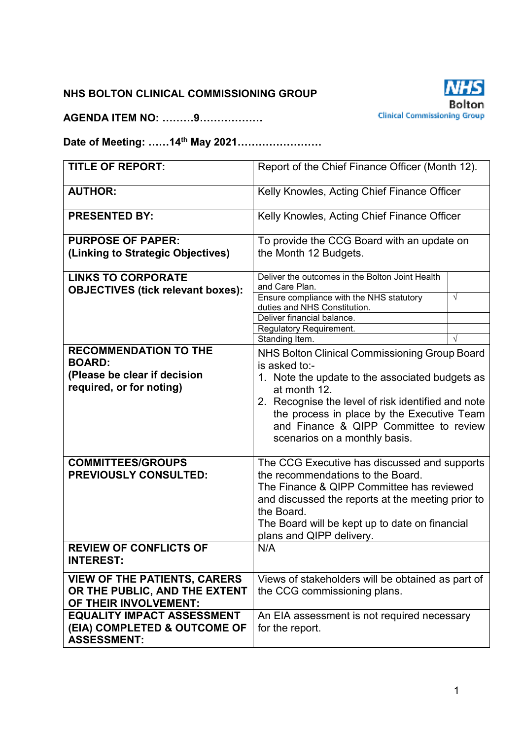**NHS BOLTON CLINICAL COMMISSIONING GROUP**

NHS Bolton Clinical Commissioning Group

**AGENDA ITEM NO: ………9………………**

**Date of Meeting: ……14th May 2021……………………**

| | |
|---|---|
| **TITLE OF REPORT:** | Report of the Chief Finance Officer (Month 12). |
| **AUTHOR:** | Kelly Knowles, Acting Chief Finance Officer |
| **PRESENTED BY:** | Kelly Knowles, Acting Chief Finance Officer |
| **PURPOSE OF PAPER: (Linking to Strategic Objectives)** | To provide the CCG Board with an update on the Month 12 Budgets. |
| **LINKS TO CORPORATE OBJECTIVES (tick relevant boxes):** | Deliver the outcomes in the Bolton Joint Health and Care Plan. |
| | Ensure compliance with the NHS statutory duties and NHS Constitution. √ |
| | Deliver financial balance. |
| | Regulatory Requirement. |
| | Standing Item. √ |
| **RECOMMENDATION TO THE BOARD: (Please be clear if decision required, or for noting)** | NHS Bolton Clinical Commissioning Group Board is asked to:-<br>1. Note the update to the associated budgets as at month 12.<br>2. Recognise the level of risk identified and note the process in place by the Executive Team and Finance & QIPP Committee to review scenarios on a monthly basis. |
| **COMMITTEES/GROUPS PREVIOUSLY CONSULTED:** | The CCG Executive has discussed and supports the recommendations to the Board.<br>The Finance & QIPP Committee has reviewed and discussed the reports at the meeting prior to the Board.<br>The Board will be kept up to date on financial plans and QIPP delivery. |
| **REVIEW OF CONFLICTS OF INTEREST:** | N/A |
| **VIEW OF THE PATIENTS, CARERS OR THE PUBLIC, AND THE EXTENT OF THEIR INVOLVEMENT:** | Views of stakeholders will be obtained as part of the CCG commissioning plans. |
| **EQUALITY IMPACT ASSESSMENT (EIA) COMPLETED & OUTCOME OF ASSESSMENT:** | An EIA assessment is not required necessary for the report. |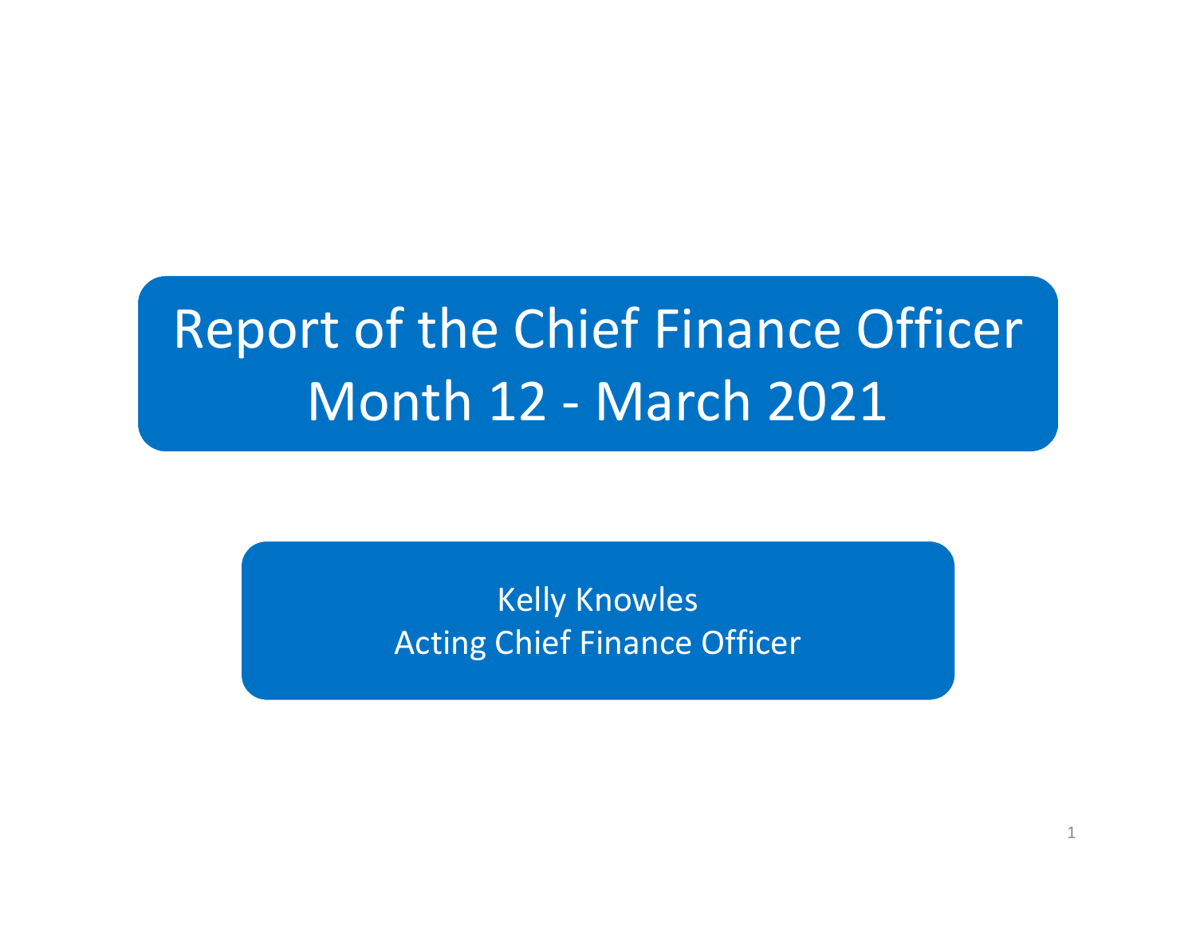# Report of the Chief Finance Officer
# Month 12 - March 2021

Kelly Knowles
Acting Chief Finance Officer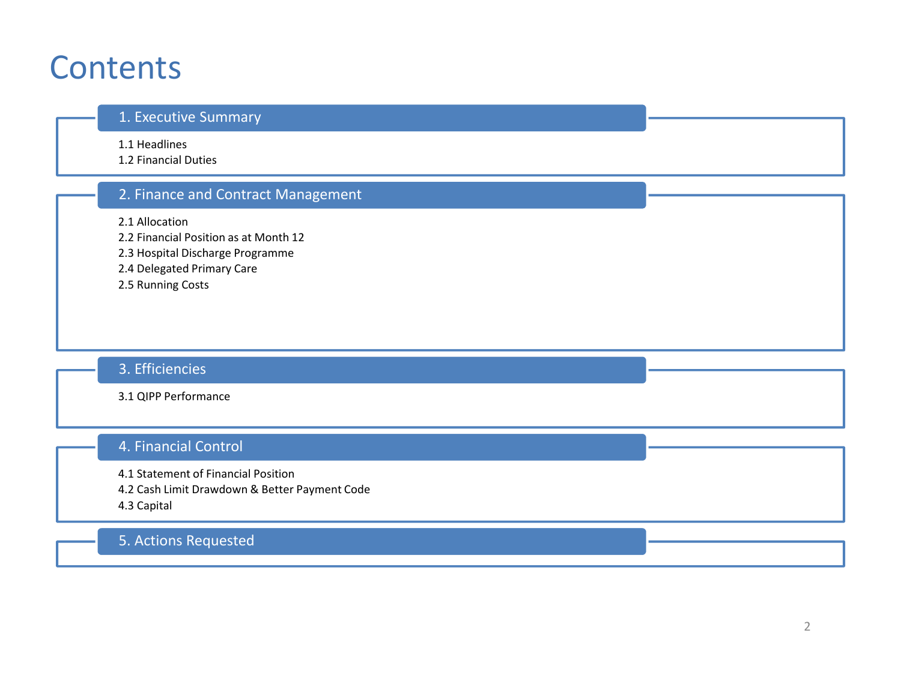# Contents

## 1. Executive Summary

1.1 Headlines
1.2 Financial Duties

## 2. Finance and Contract Management

2.1 Allocation
2.2 Financial Position as at Month 12
2.3 Hospital Discharge Programme
2.4 Delegated Primary Care
2.5 Running Costs

## 3. Efficiencies

3.1 QIPP Performance

## 4. Financial Control

4.1 Statement of Financial Position
4.2 Cash Limit Drawdown & Better Payment Code
4.3 Capital

## 5. Actions Requested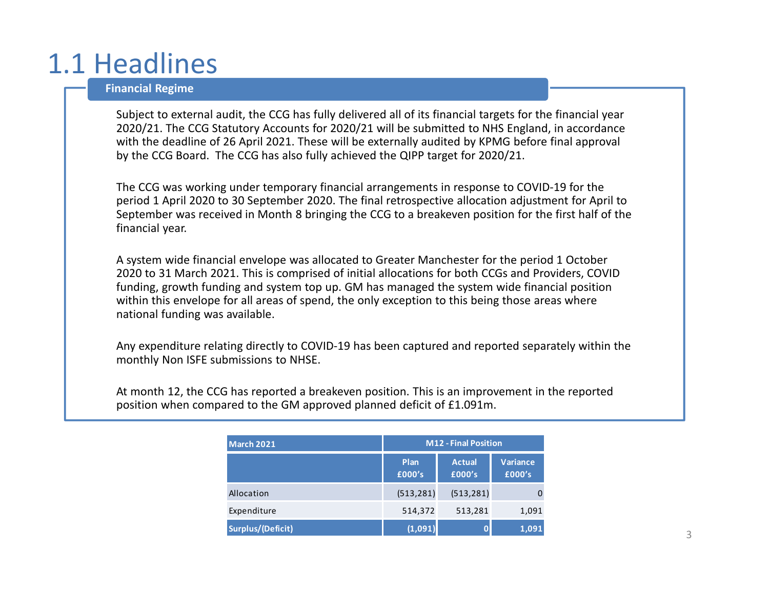# 1.1 Headlines

## Financial Regime

Subject to external audit, the CCG has fully delivered all of its financial targets for the financial year 2020/21. The CCG Statutory Accounts for 2020/21 will be submitted to NHS England, in accordance with the deadline of 26 April 2021. These will be externally audited by KPMG before final approval by the CCG Board. The CCG has also fully achieved the QIPP target for 2020/21.

The CCG was working under temporary financial arrangements in response to COVID-19 for the period 1 April 2020 to 30 September 2020. The final retrospective allocation adjustment for April to September was received in Month 8 bringing the CCG to a breakeven position for the first half of the financial year.

A system wide financial envelope was allocated to Greater Manchester for the period 1 October 2020 to 31 March 2021. This is comprised of initial allocations for both CCGs and Providers, COVID funding, growth funding and system top up. GM has managed the system wide financial position within this envelope for all areas of spend, the only exception to this being those areas where national funding was available.

Any expenditure relating directly to COVID-19 has been captured and reported separately within the monthly Non ISFE submissions to NHSE.

At month 12, the CCG has reported a breakeven position. This is an improvement in the reported position when compared to the GM approved planned deficit of £1.091m.

| March 2021 | M12 - Final Position | | |
|---|---|---|---|
| | Plan £000's | Actual £000's | Variance £000's |
| Allocation | (513,281) | (513,281) | 0 |
| Expenditure | 514,372 | 513,281 | 1,091 |
| **Surplus/(Deficit)** | **(1,091)** | **0** | **1,091** |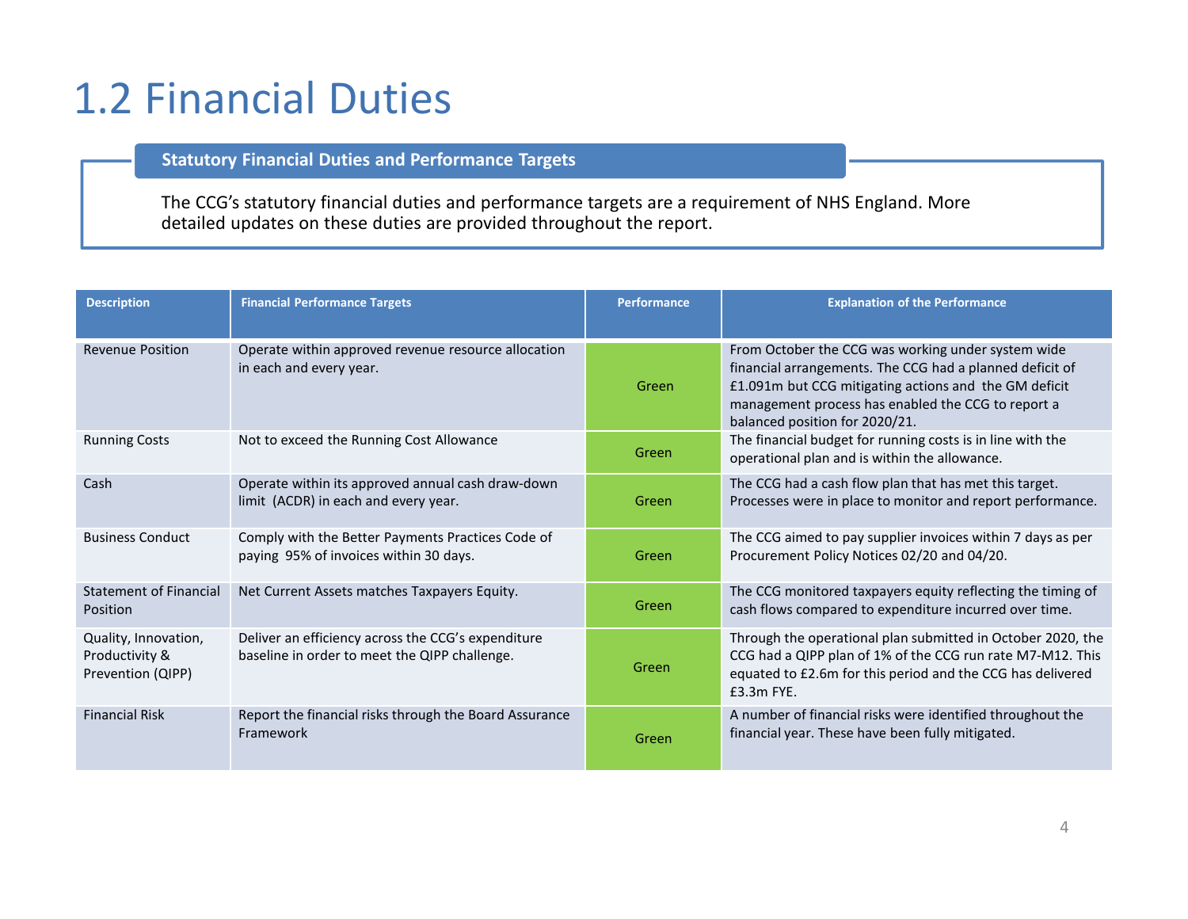# 1.2 Financial Duties

**Statutory Financial Duties and Performance Targets**

The CCG's statutory financial duties and performance targets are a requirement of NHS England. More detailed updates on these duties are provided throughout the report.

| Description | Financial Performance Targets | Performance | Explanation of the Performance |
|---|---|---|---|
| Revenue Position | Operate within approved revenue resource allocation in each and every year. | Green | From October the CCG was working under system wide financial arrangements. The CCG had a planned deficit of £1.091m but CCG mitigating actions and the GM deficit management process has enabled the CCG to report a balanced position for 2020/21. |
| Running Costs | Not to exceed the Running Cost Allowance | Green | The financial budget for running costs is in line with the operational plan and is within the allowance. |
| Cash | Operate within its approved annual cash draw-down limit (ACDR) in each and every year. | Green | The CCG had a cash flow plan that has met this target. Processes were in place to monitor and report performance. |
| Business Conduct | Comply with the Better Payments Practices Code of paying 95% of invoices within 30 days. | Green | The CCG aimed to pay supplier invoices within 7 days as per Procurement Policy Notices 02/20 and 04/20. |
| Statement of Financial Position | Net Current Assets matches Taxpayers Equity. | Green | The CCG monitored taxpayers equity reflecting the timing of cash flows compared to expenditure incurred over time. |
| Quality, Innovation, Productivity & Prevention (QIPP) | Deliver an efficiency across the CCG's expenditure baseline in order to meet the QIPP challenge. | Green | Through the operational plan submitted in October 2020, the CCG had a QIPP plan of 1% of the CCG run rate M7-M12. This equated to £2.6m for this period and the CCG has delivered £3.3m FYE. |
| Financial Risk | Report the financial risks through the Board Assurance Framework | Green | A number of financial risks were identified throughout the financial year. These have been fully mitigated. |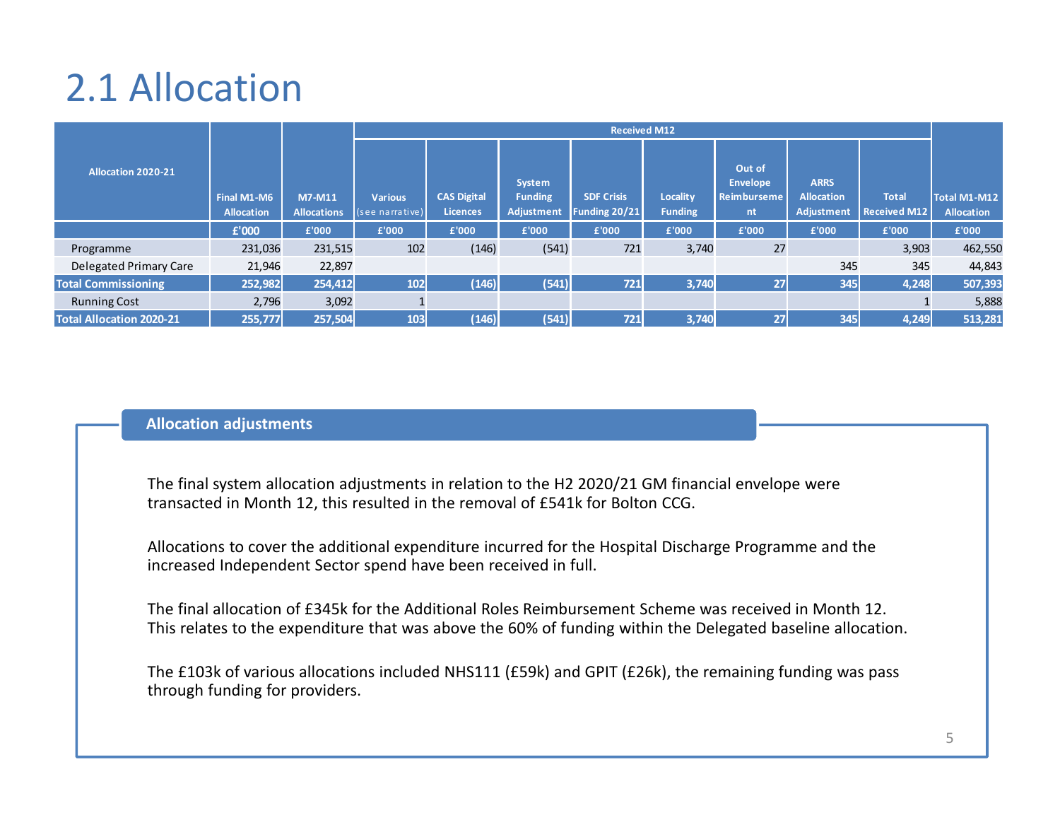# 2.1 Allocation

| Allocation 2020-21 | Final M1-M6 Allocation | M7-M11 Allocations | Received M12 | | | | | | | | Total M1-M12 Allocation |
|---|---|---|---|---|---|---|---|---|---|---|---|
| | | | Various (see narrative) | CAS Digital Licences | System Funding Adjustment | SDF Crisis Funding 20/21 | Locality Funding | Out of Envelope Reimbursement | ARRS Allocation Adjustment | Total Received M12 | |
| | £'000 | £'000 | £'000 | £'000 | £'000 | £'000 | £'000 | £'000 | £'000 | £'000 | £'000 |
| Programme | 231,036 | 231,515 | 102 | (146) | (541) | 721 | 3,740 | 27 | | 3,903 | 462,550 |
| Delegated Primary Care | 21,946 | 22,897 | | | | | | | 345 | 345 | 44,843 |
| **Total Commissioning** | **252,982** | **254,412** | **102** | **(146)** | **(541)** | **721** | **3,740** | **27** | **345** | **4,248** | **507,393** |
| Running Cost | 2,796 | 3,092 | 1 | | | | | | | 1 | 5,888 |
| **Total Allocation 2020-21** | **255,777** | **257,504** | **103** | **(146)** | **(541)** | **721** | **3,740** | **27** | **345** | **4,249** | **513,281** |

## Allocation adjustments

The final system allocation adjustments in relation to the H2 2020/21 GM financial envelope were transacted in Month 12, this resulted in the removal of £541k for Bolton CCG.

Allocations to cover the additional expenditure incurred for the Hospital Discharge Programme and the increased Independent Sector spend have been received in full.

The final allocation of £345k for the Additional Roles Reimbursement Scheme was received in Month 12. This relates to the expenditure that was above the 60% of funding within the Delegated baseline allocation.

The £103k of various allocations included NHS111 (£59k) and GPIT (£26k), the remaining funding was pass through funding for providers.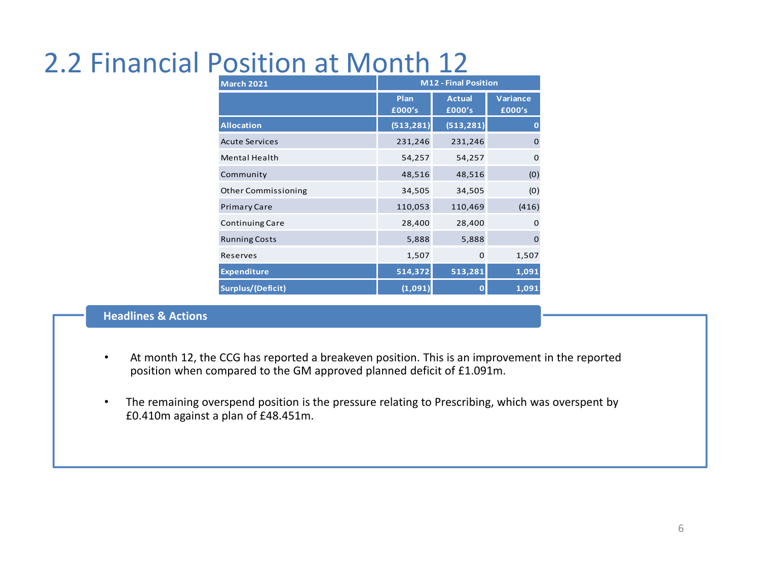# 2.2 Financial Position at Month 12

| March 2021 | M12 - Final Position | | |
|---|---|---|---|
| | Plan £000's | Actual £000's | Variance £000's |
| **Allocation** | **(513,281)** | **(513,281)** | **0** |
| Acute Services | 231,246 | 231,246 | 0 |
| Mental Health | 54,257 | 54,257 | 0 |
| Community | 48,516 | 48,516 | (0) |
| Other Commissioning | 34,505 | 34,505 | (0) |
| Primary Care | 110,053 | 110,469 | (416) |
| Continuing Care | 28,400 | 28,400 | 0 |
| Running Costs | 5,888 | 5,888 | 0 |
| Reserves | 1,507 | 0 | 1,507 |
| **Expenditure** | **514,372** | **513,281** | **1,091** |
| **Surplus/(Deficit)** | **(1,091)** | **0** | **1,091** |

## Headlines & Actions

- At month 12, the CCG has reported a breakeven position. This is an improvement in the reported position when compared to the GM approved planned deficit of £1.091m.
- The remaining overspend position is the pressure relating to Prescribing, which was overspent by £0.410m against a plan of £48.451m.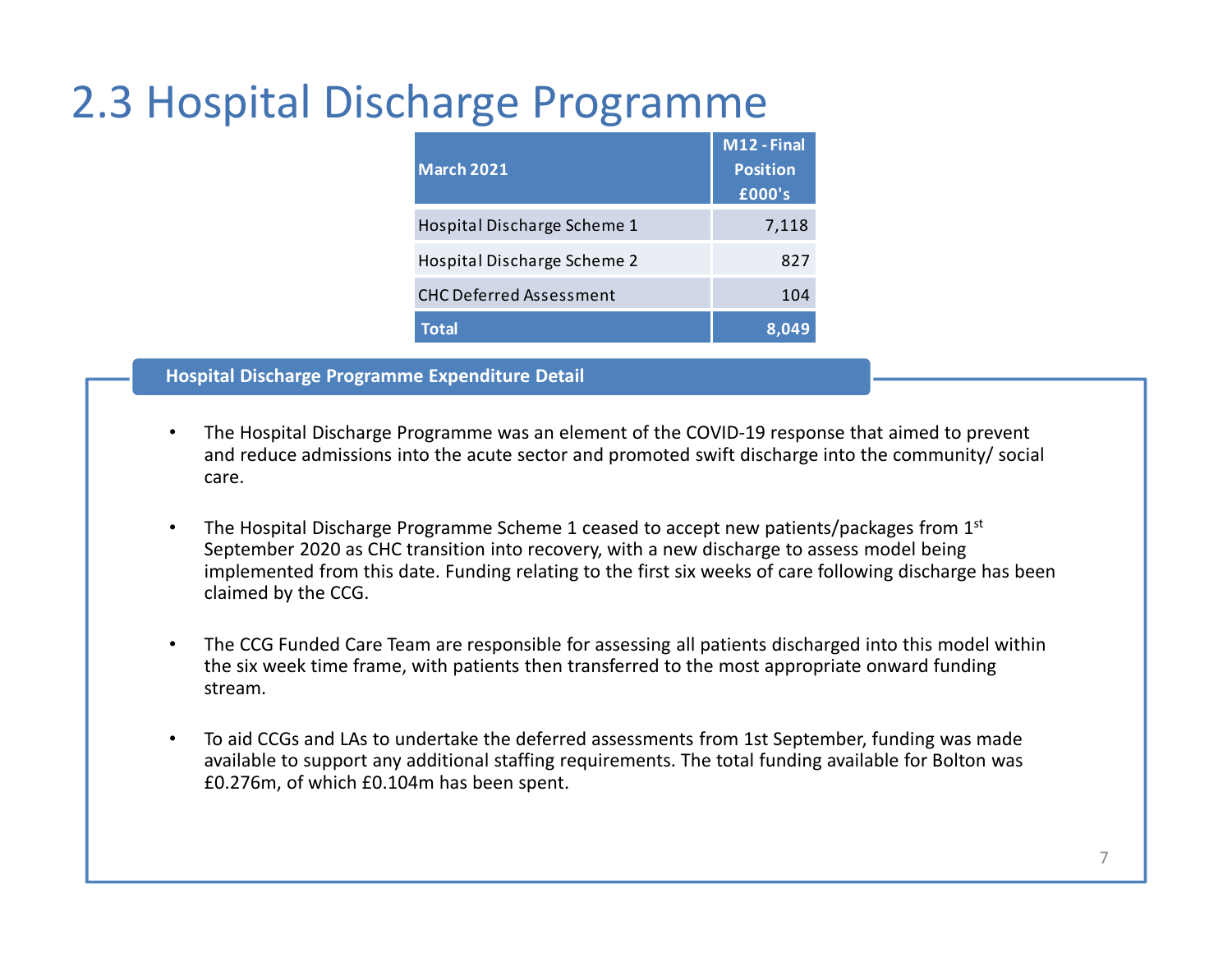# 2.3 Hospital Discharge Programme

| March 2021 | M12 - Final Position £000's |
|---|---|
| Hospital Discharge Scheme 1 | 7,118 |
| Hospital Discharge Scheme 2 | 827 |
| CHC Deferred Assessment | 104 |
| **Total** | **8,049** |

**Hospital Discharge Programme Expenditure Detail**

- The Hospital Discharge Programme was an element of the COVID-19 response that aimed to prevent and reduce admissions into the acute sector and promoted swift discharge into the community/ social care.

- The Hospital Discharge Programme Scheme 1 ceased to accept new patients/packages from 1st September 2020 as CHC transition into recovery, with a new discharge to assess model being implemented from this date. Funding relating to the first six weeks of care following discharge has been claimed by the CCG.

- The CCG Funded Care Team are responsible for assessing all patients discharged into this model within the six week time frame, with patients then transferred to the most appropriate onward funding stream.

- To aid CCGs and LAs to undertake the deferred assessments from 1st September, funding was made available to support any additional staffing requirements. The total funding available for Bolton was £0.276m, of which £0.104m has been spent.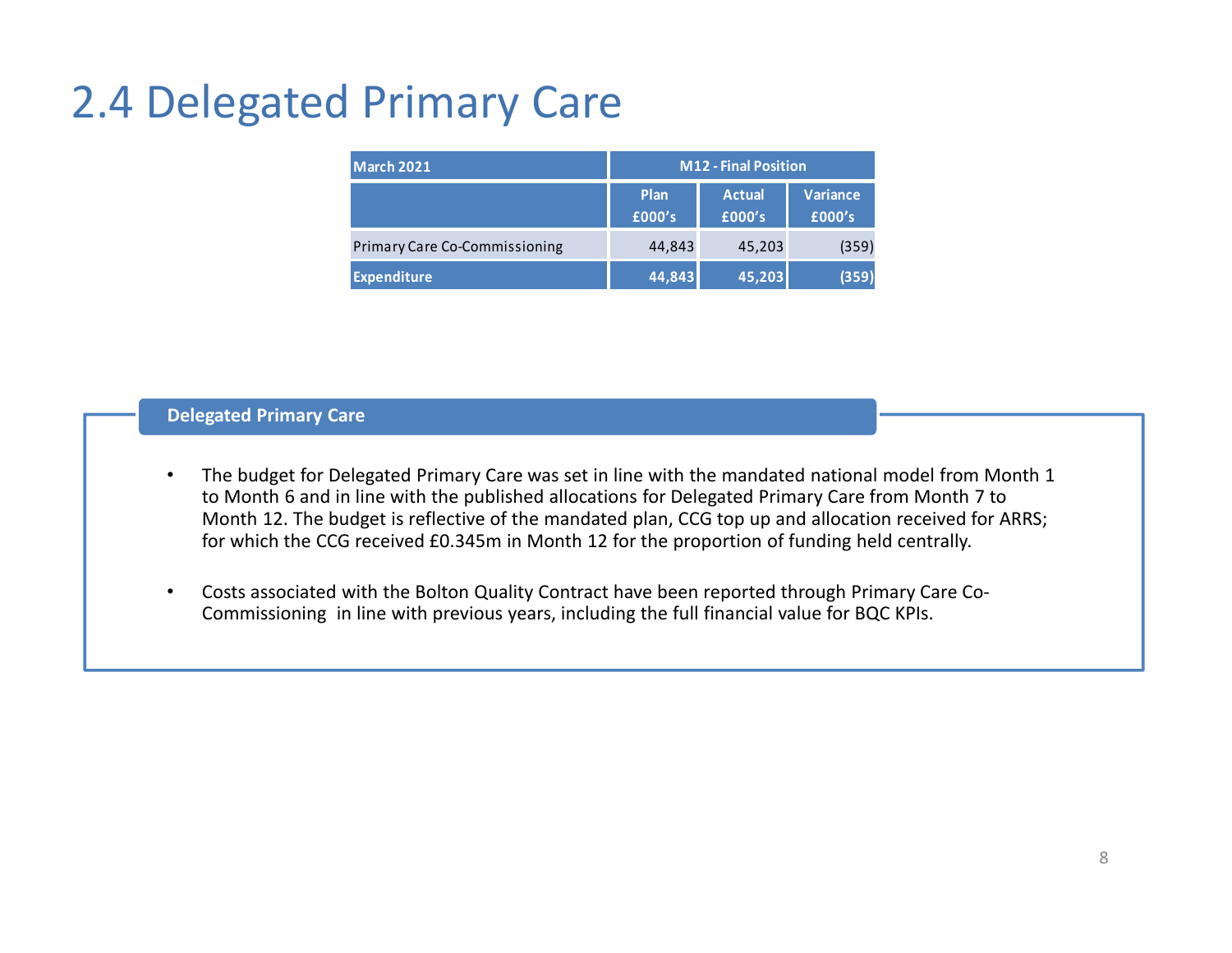# 2.4 Delegated Primary Care

| March 2021 | M12 - Final Position | | |
|---|---|---|---|
| | Plan £000's | Actual £000's | Variance £000's |
| Primary Care Co-Commissioning | 44,843 | 45,203 | (359) |
| **Expenditure** | **44,843** | **45,203** | **(359)** |

**Delegated Primary Care**

- The budget for Delegated Primary Care was set in line with the mandated national model from Month 1 to Month 6 and in line with the published allocations for Delegated Primary Care from Month 7 to Month 12. The budget is reflective of the mandated plan, CCG top up and allocation received for ARRS; for which the CCG received £0.345m in Month 12 for the proportion of funding held centrally.

- Costs associated with the Bolton Quality Contract have been reported through Primary Care Co-Commissioning in line with previous years, including the full financial value for BQC KPIs.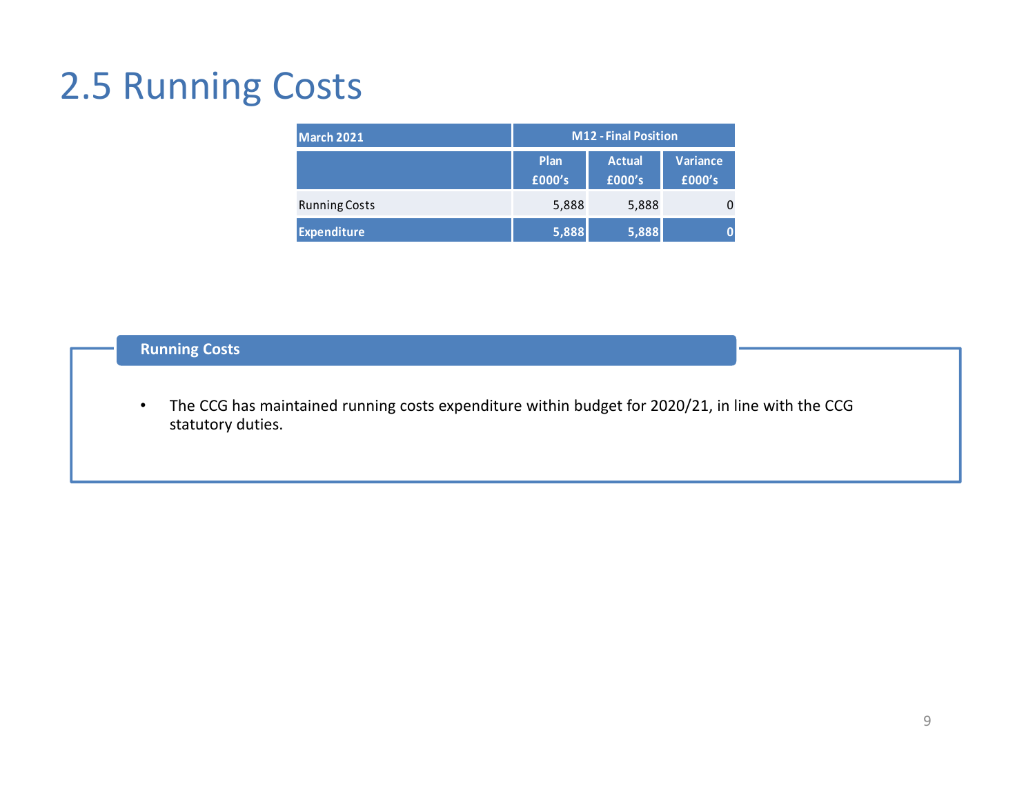# 2.5 Running Costs

| March 2021 | M12 - Final Position | | |
|---|---|---|---|
| | Plan £000's | Actual £000's | Variance £000's |
| Running Costs | 5,888 | 5,888 | 0 |
| **Expenditure** | **5,888** | **5,888** | **0** |

## Running Costs

- The CCG has maintained running costs expenditure within budget for 2020/21, in line with the CCG statutory duties.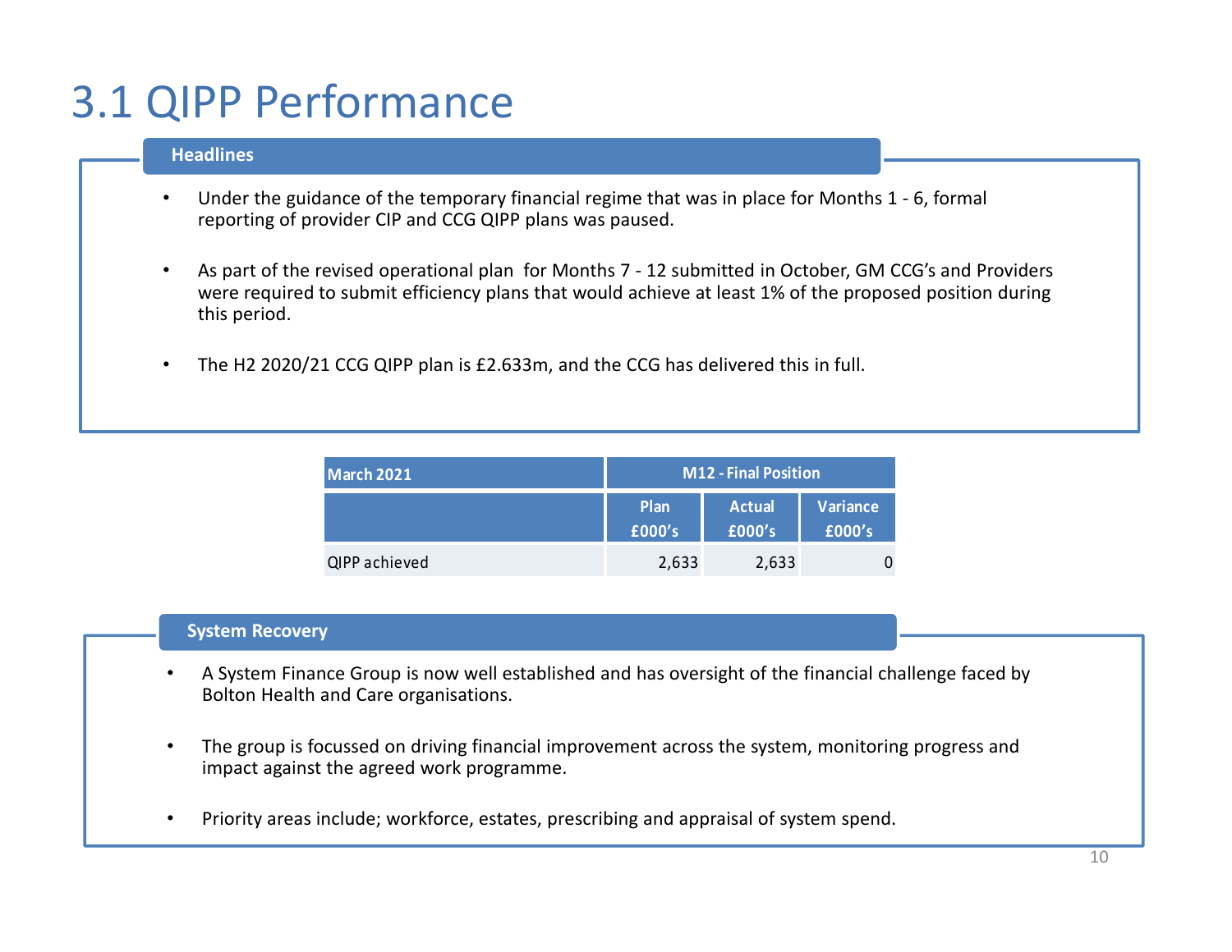# 3.1 QIPP Performance

## Headlines

- Under the guidance of the temporary financial regime that was in place for Months 1 - 6, formal reporting of provider CIP and CCG QIPP plans was paused.
- As part of the revised operational plan for Months 7 - 12 submitted in October, GM CCG's and Providers were required to submit efficiency plans that would achieve at least 1% of the proposed position during this period.
- The H2 2020/21 CCG QIPP plan is £2.633m, and the CCG has delivered this in full.

| March 2021 | M12 - Final Position | | |
|---|---|---|---|
| | Plan £000's | Actual £000's | Variance £000's |
| QIPP achieved | 2,633 | 2,633 | 0 |

## System Recovery

- A System Finance Group is now well established and has oversight of the financial challenge faced by Bolton Health and Care organisations.
- The group is focussed on driving financial improvement across the system, monitoring progress and impact against the agreed work programme.
- Priority areas include; workforce, estates, prescribing and appraisal of system spend.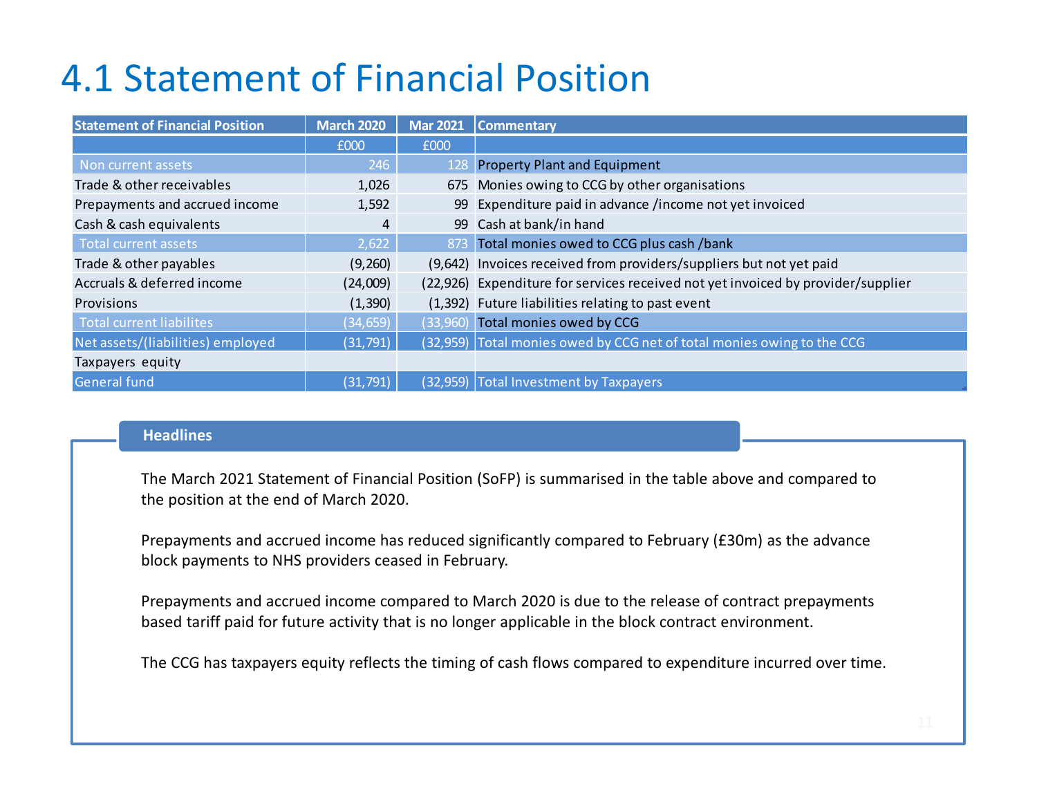# 4.1 Statement of Financial Position

| Statement of Financial Position | March 2020 | Mar 2021 | Commentary |
|---|---|---|---|
| | £000 | £000 | |
| Non current assets | 246 | 128 | Property Plant and Equipment |
| Trade & other receivables | 1,026 | 675 | Monies owing to CCG by other organisations |
| Prepayments and accrued income | 1,592 | 99 | Expenditure paid in advance /income not yet invoiced |
| Cash & cash equivalents | 4 | 99 | Cash at bank/in hand |
| Total current assets | 2,622 | 873 | Total monies owed to CCG plus cash /bank |
| Trade & other payables | (9,260) | (9,642) | Invoices received from providers/suppliers but not yet paid |
| Accruals & deferred income | (24,009) | (22,926) | Expenditure for services received not yet invoiced by provider/supplier |
| Provisions | (1,390) | (1,392) | Future liabilities relating to past event |
| Total current liabilites | (34,659) | (33,960) | Total monies owed by CCG |
| Net assets/(liabilities) employed | (31,791) | (32,959) | Total monies owed by CCG net of total monies owing to the CCG |
| Taxpayers equity | | | |
| General fund | (31,791) | (32,959) | Total Investment by Taxpayers |

**Headlines**

The March 2021 Statement of Financial Position (SoFP) is summarised in the table above and compared to the position at the end of March 2020.

Prepayments and accrued income has reduced significantly compared to February (£30m) as the advance block payments to NHS providers ceased in February.

Prepayments and accrued income compared to March 2020 is due to the release of contract prepayments based tariff paid for future activity that is no longer applicable in the block contract environment.

The CCG has taxpayers equity reflects the timing of cash flows compared to expenditure incurred over time.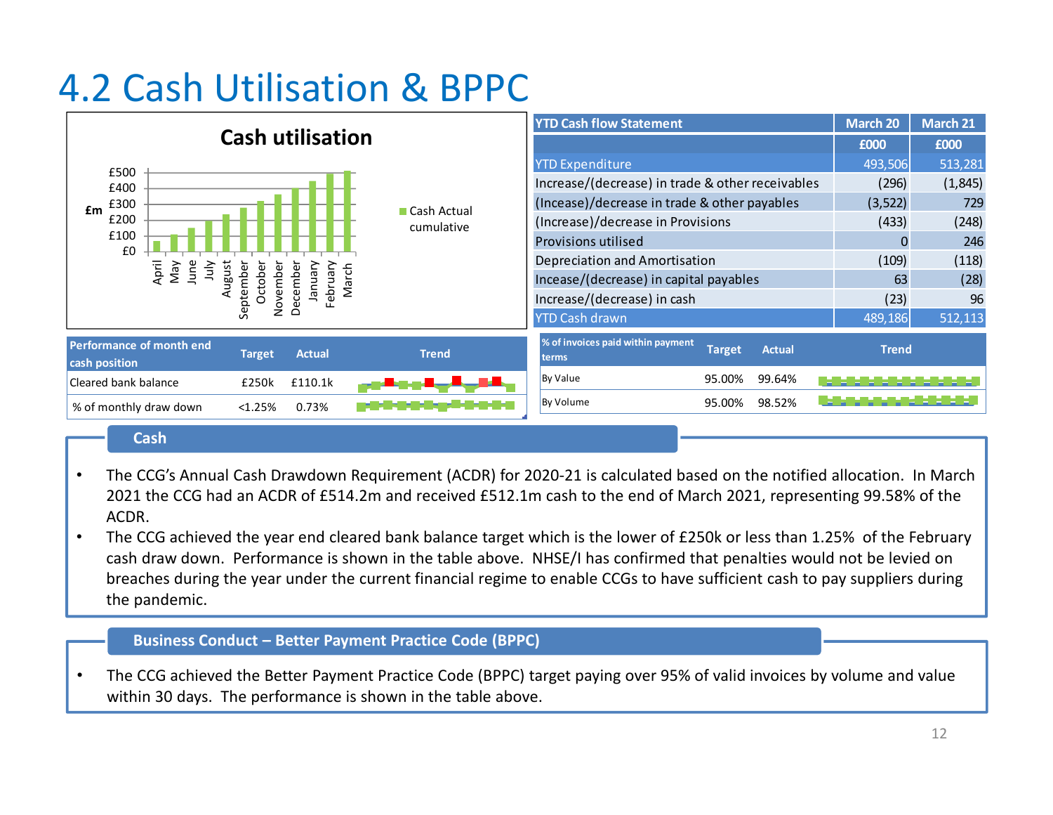# 4.2 Cash Utilisation & BPPC

**Cash utilisation**

| YTD Cash flow Statement | March 20 | March 21 |
|---|---|---|
| | £000 | £000 |
| YTD Expenditure | 493,506 | 513,281 |
| Increase/(decrease) in trade & other receivables | (296) | (1,845) |
| (Incease)/decrease in trade & other payables | (3,522) | 729 |
| (Increase)/decrease in Provisions | (433) | (248) |
| Provisions utilised | 0 | 246 |
| Depreciation and Amortisation | (109) | (118) |
| Incease/(decrease) in capital payables | 63 | (28) |
| Increase/(decrease) in cash | (23) | 96 |
| YTD Cash drawn | 489,186 | 512,113 |

| Performance of month end cash position | Target | Actual | Trend |
|---|---|---|---|
| Cleared bank balance | £250k | £110.1k | |
| % of monthly draw down | <1.25% | 0.73% | |

| % of invoices paid within payment terms | Target | Actual | Trend |
|---|---|---|---|
| By Value | 95.00% | 99.64% | |
| By Volume | 95.00% | 98.52% | |

## Cash

- The CCG's Annual Cash Drawdown Requirement (ACDR) for 2020-21 is calculated based on the notified allocation. In March 2021 the CCG had an ACDR of £514.2m and received £512.1m cash to the end of March 2021, representing 99.58% of the ACDR.
- The CCG achieved the year end cleared bank balance target which is the lower of £250k or less than 1.25% of the February cash draw down. Performance is shown in the table above. NHSE/I has confirmed that penalties would not be levied on breaches during the year under the current financial regime to enable CCGs to have sufficient cash to pay suppliers during the pandemic.

## Business Conduct – Better Payment Practice Code (BPPC)

- The CCG achieved the Better Payment Practice Code (BPPC) target paying over 95% of valid invoices by volume and value within 30 days. The performance is shown in the table above.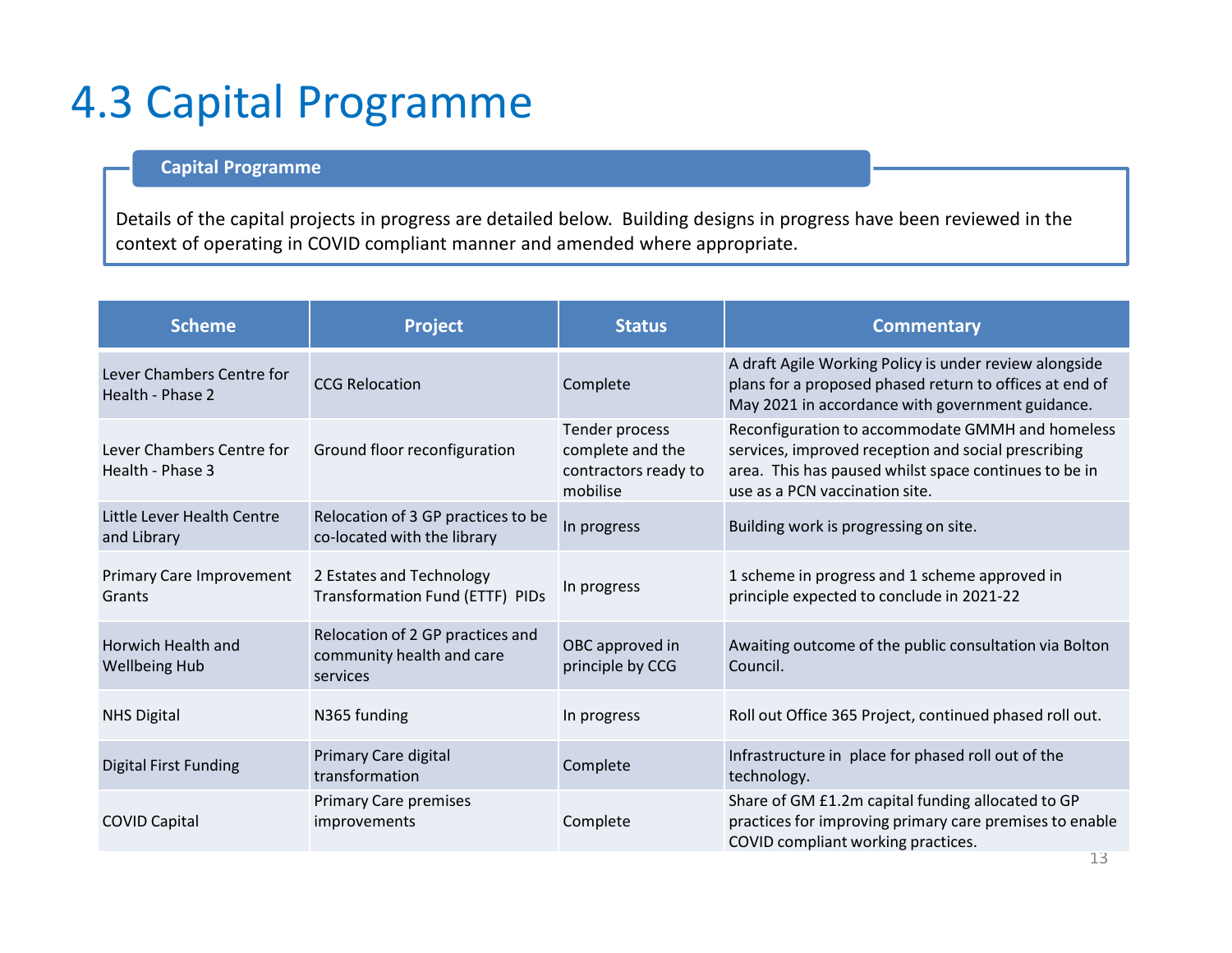# 4.3 Capital Programme

**Capital Programme**

Details of the capital projects in progress are detailed below. Building designs in progress have been reviewed in the context of operating in COVID compliant manner and amended where appropriate.

| Scheme | Project | Status | Commentary |
|---|---|---|---|
| Lever Chambers Centre for Health - Phase 2 | CCG Relocation | Complete | A draft Agile Working Policy is under review alongside plans for a proposed phased return to offices at end of May 2021 in accordance with government guidance. |
| Lever Chambers Centre for Health - Phase 3 | Ground floor reconfiguration | Tender process complete and the contractors ready to mobilise | Reconfiguration to accommodate GMMH and homeless services, improved reception and social prescribing area. This has paused whilst space continues to be in use as a PCN vaccination site. |
| Little Lever Health Centre and Library | Relocation of 3 GP practices to be co-located with the library | In progress | Building work is progressing on site. |
| Primary Care Improvement Grants | 2 Estates and Technology Transformation Fund (ETTF) PIDs | In progress | 1 scheme in progress and 1 scheme approved in principle expected to conclude in 2021-22 |
| Horwich Health and Wellbeing Hub | Relocation of 2 GP practices and community health and care services | OBC approved in principle by CCG | Awaiting outcome of the public consultation via Bolton Council. |
| NHS Digital | N365 funding | In progress | Roll out Office 365 Project, continued phased roll out. |
| Digital First Funding | Primary Care digital transformation | Complete | Infrastructure in place for phased roll out of the technology. |
| COVID Capital | Primary Care premises improvements | Complete | Share of GM £1.2m capital funding allocated to GP practices for improving primary care premises to enable COVID compliant working practices. |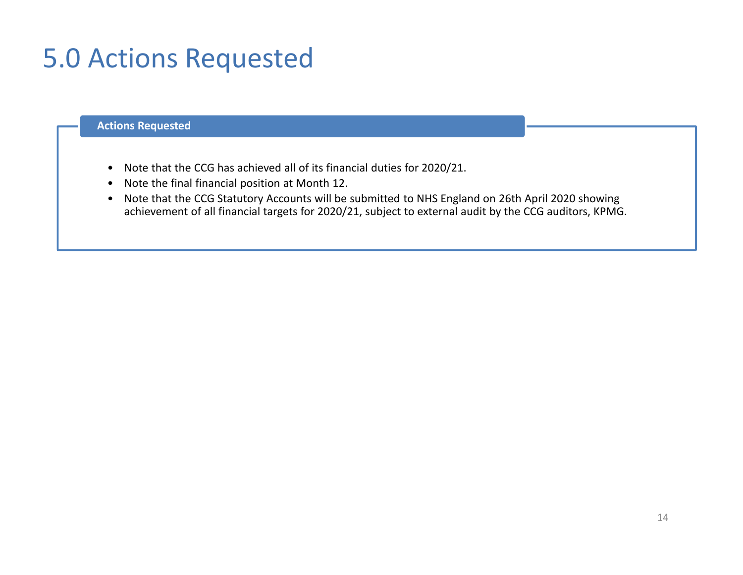# 5.0 Actions Requested

**Actions Requested**

- Note that the CCG has achieved all of its financial duties for 2020/21.
- Note the final financial position at Month 12.
- Note that the CCG Statutory Accounts will be submitted to NHS England on 26th April 2020 showing achievement of all financial targets for 2020/21, subject to external audit by the CCG auditors, KPMG.